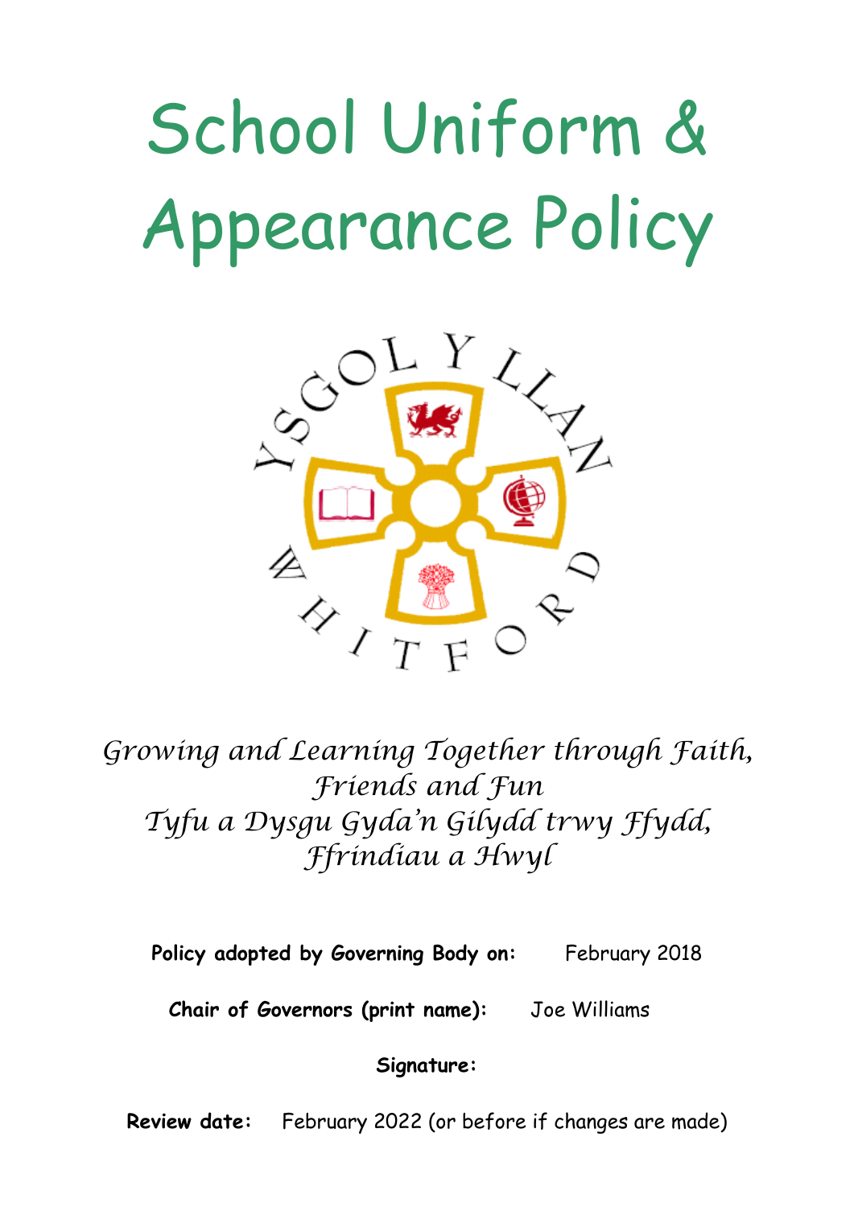# School Uniform & Appearance Policy

*Growing and Learning Together through Faith, Friends and Fun*
*Tyfu a Dysgu Gyda'n Gilydd trwy Ffydd, Ffrindiau a Hwyl*

**Policy adopted by Governing Body on:** February 2018

**Chair of Governors (print name):** Joe Williams

**Signature:**

**Review date:** February 2022 (or before if changes are made)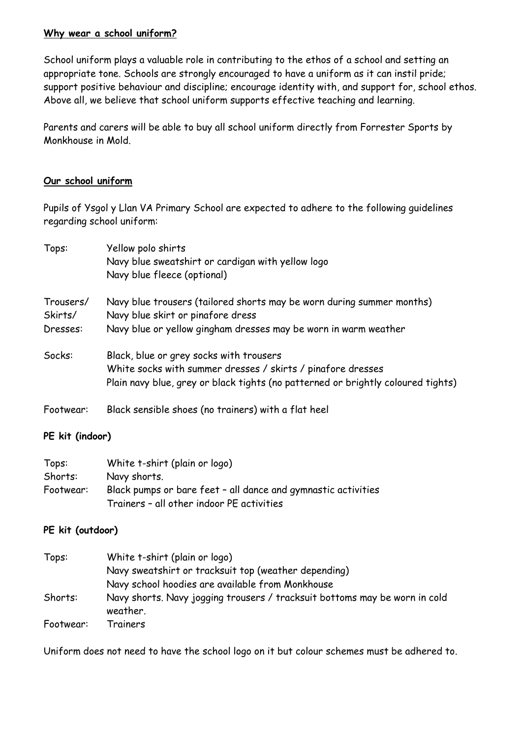**Why wear a school uniform?**

School uniform plays a valuable role in contributing to the ethos of a school and setting an appropriate tone. Schools are strongly encouraged to have a uniform as it can instil pride; support positive behaviour and discipline; encourage identity with, and support for, school ethos. Above all, we believe that school uniform supports effective teaching and learning.

Parents and carers will be able to buy all school uniform directly from Forrester Sports by Monkhouse in Mold.

**Our school uniform**

Pupils of Ysgol y Llan VA Primary School are expected to adhere to the following guidelines regarding school uniform:

| | |
|---|---|
| Tops: | Yellow polo shirts<br>Navy blue sweatshirt or cardigan with yellow logo<br>Navy blue fleece (optional) |
| Trousers/<br>Skirts/<br>Dresses: | Navy blue trousers (tailored shorts may be worn during summer months)<br>Navy blue skirt or pinafore dress<br>Navy blue or yellow gingham dresses may be worn in warm weather |
| Socks: | Black, blue or grey socks with trousers<br>White socks with summer dresses / skirts / pinafore dresses<br>Plain navy blue, grey or black tights (no patterned or brightly coloured tights) |
| Footwear: | Black sensible shoes (no trainers) with a flat heel |

**PE kit (indoor)**

| | |
|---|---|
| Tops: | White t-shirt (plain or logo) |
| Shorts: | Navy shorts. |
| Footwear: | Black pumps or bare feet – all dance and gymnastic activities<br>Trainers – all other indoor PE activities |

**PE kit (outdoor)**

| | |
|---|---|
| Tops: | White t-shirt (plain or logo)<br>Navy sweatshirt or tracksuit top (weather depending)<br>Navy school hoodies are available from Monkhouse |
| Shorts: | Navy shorts. Navy jogging trousers / tracksuit bottoms may be worn in cold weather. |
| Footwear: | Trainers |

Uniform does not need to have the school logo on it but colour schemes must be adhered to.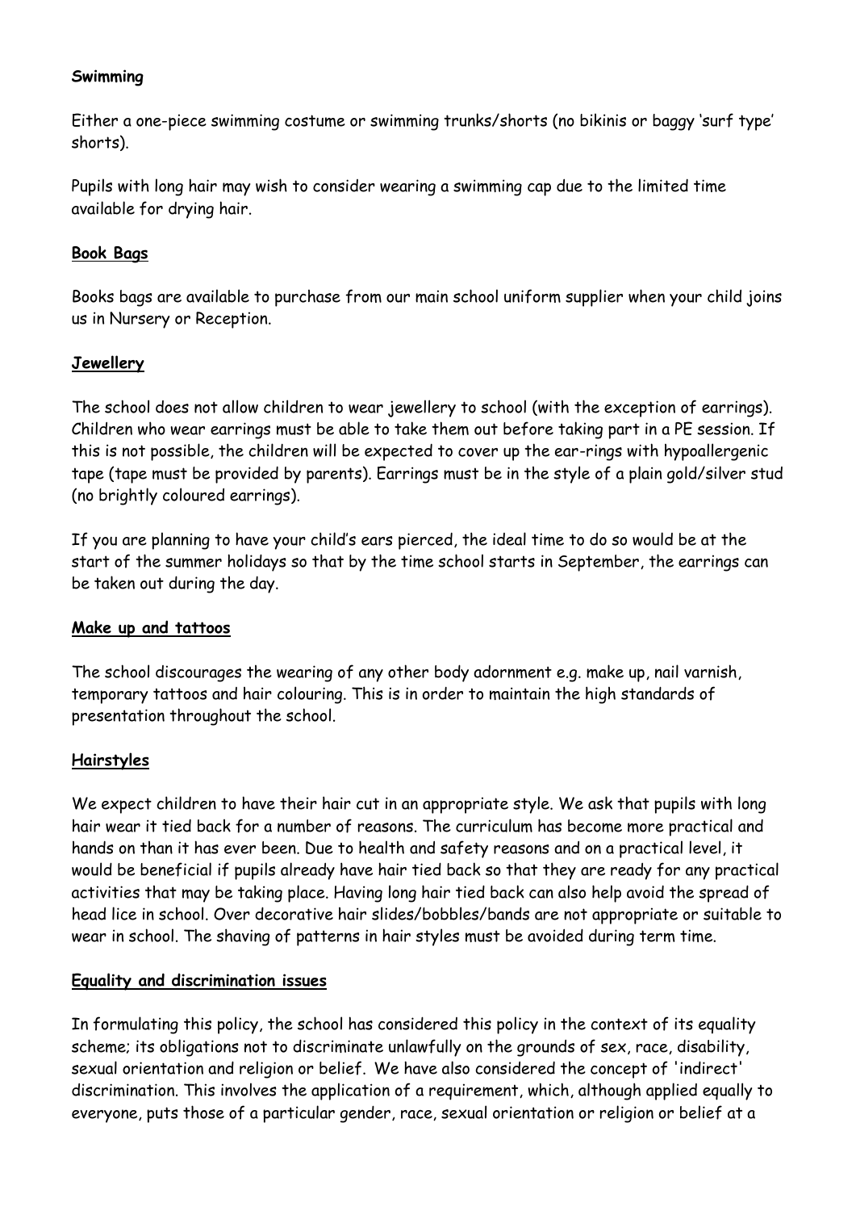**Swimming**

Either a one-piece swimming costume or swimming trunks/shorts (no bikinis or baggy 'surf type' shorts).

Pupils with long hair may wish to consider wearing a swimming cap due to the limited time available for drying hair.

**Book Bags**

Books bags are available to purchase from our main school uniform supplier when your child joins us in Nursery or Reception.

**Jewellery**

The school does not allow children to wear jewellery to school (with the exception of earrings). Children who wear earrings must be able to take them out before taking part in a PE session. If this is not possible, the children will be expected to cover up the ear-rings with hypoallergenic tape (tape must be provided by parents). Earrings must be in the style of a plain gold/silver stud (no brightly coloured earrings).

If you are planning to have your child's ears pierced, the ideal time to do so would be at the start of the summer holidays so that by the time school starts in September, the earrings can be taken out during the day.

**Make up and tattoos**

The school discourages the wearing of any other body adornment e.g. make up, nail varnish, temporary tattoos and hair colouring. This is in order to maintain the high standards of presentation throughout the school.

**Hairstyles**

We expect children to have their hair cut in an appropriate style. We ask that pupils with long hair wear it tied back for a number of reasons. The curriculum has become more practical and hands on than it has ever been. Due to health and safety reasons and on a practical level, it would be beneficial if pupils already have hair tied back so that they are ready for any practical activities that may be taking place. Having long hair tied back can also help avoid the spread of head lice in school. Over decorative hair slides/bobbles/bands are not appropriate or suitable to wear in school. The shaving of patterns in hair styles must be avoided during term time.

**Equality and discrimination issues**

In formulating this policy, the school has considered this policy in the context of its equality scheme; its obligations not to discriminate unlawfully on the grounds of sex, race, disability, sexual orientation and religion or belief. We have also considered the concept of 'indirect' discrimination. This involves the application of a requirement, which, although applied equally to everyone, puts those of a particular gender, race, sexual orientation or religion or belief at a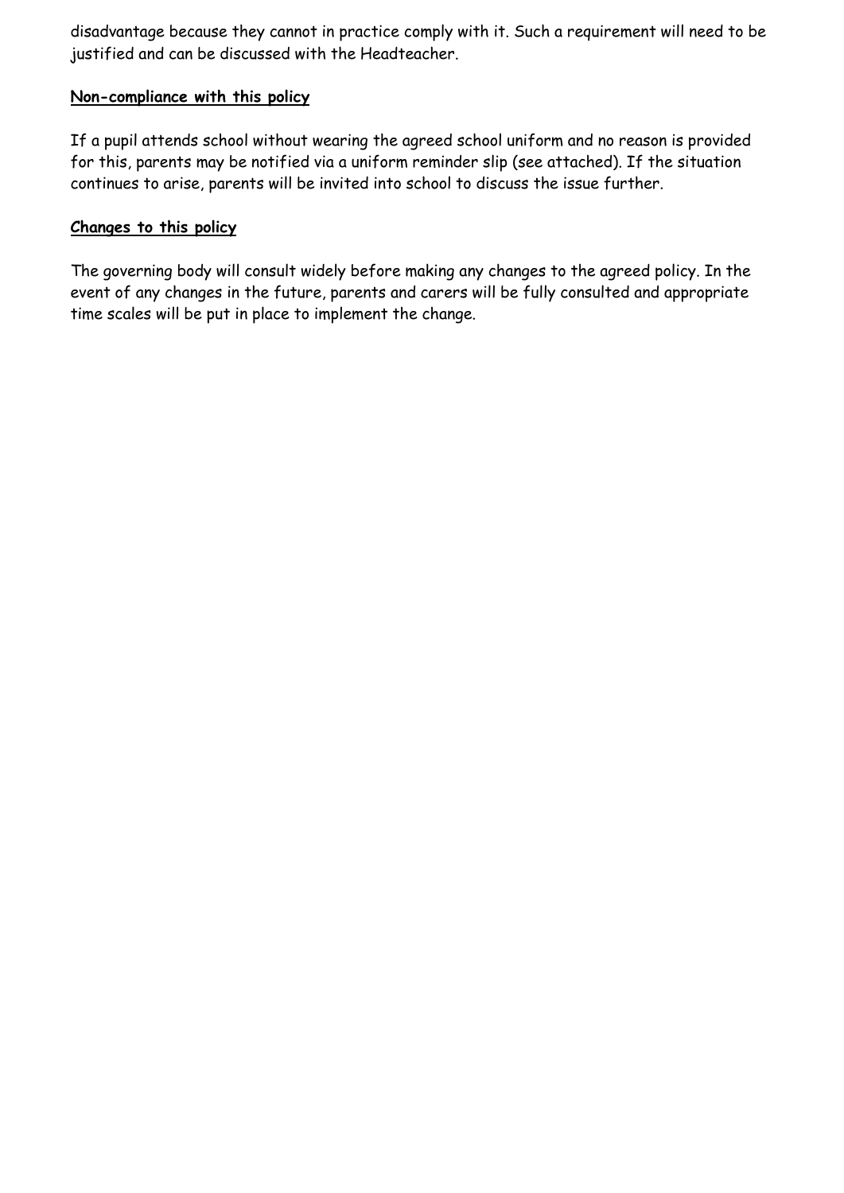disadvantage because they cannot in practice comply with it. Such a requirement will need to be justified and can be discussed with the Headteacher.

**Non-compliance with this policy**

If a pupil attends school without wearing the agreed school uniform and no reason is provided for this, parents may be notified via a uniform reminder slip (see attached). If the situation continues to arise, parents will be invited into school to discuss the issue further.

**Changes to this policy**

The governing body will consult widely before making any changes to the agreed policy. In the event of any changes in the future, parents and carers will be fully consulted and appropriate time scales will be put in place to implement the change.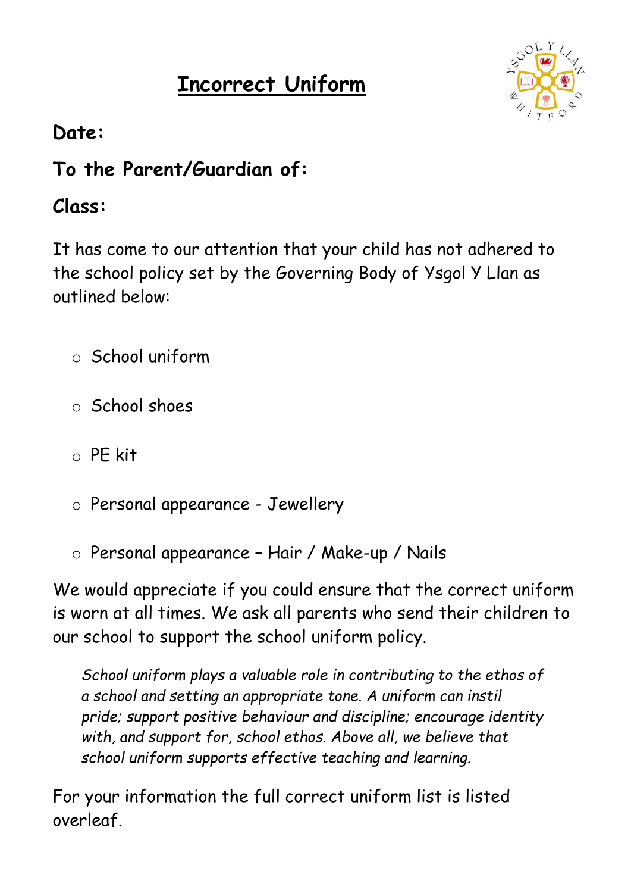# Incorrect Uniform

**Date:**

**To the Parent/Guardian of:**

**Class:**

It has come to our attention that your child has not adhered to the school policy set by the Governing Body of Ysgol Y Llan as outlined below:

- School uniform
- School shoes
- PE kit
- Personal appearance - Jewellery
- Personal appearance – Hair / Make-up / Nails

We would appreciate if you could ensure that the correct uniform is worn at all times. We ask all parents who send their children to our school to support the school uniform policy.

> *School uniform plays a valuable role in contributing to the ethos of a school and setting an appropriate tone. A uniform can instil pride; support positive behaviour and discipline; encourage identity with, and support for, school ethos. Above all, we believe that school uniform supports effective teaching and learning.*

For your information the full correct uniform list is listed overleaf.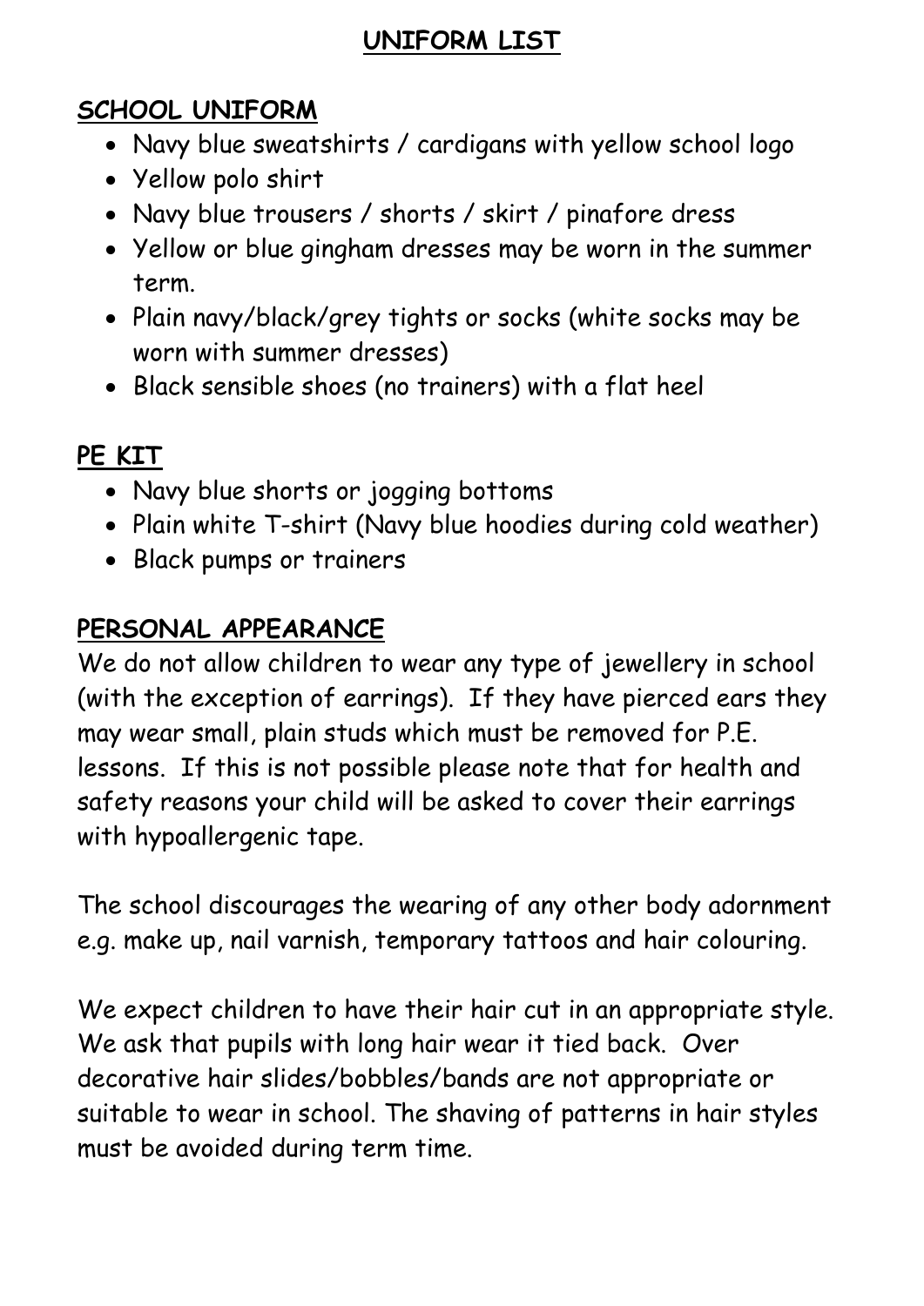# UNIFORM LIST

## SCHOOL UNIFORM

- Navy blue sweatshirts / cardigans with yellow school logo
- Yellow polo shirt
- Navy blue trousers / shorts / skirt / pinafore dress
- Yellow or blue gingham dresses may be worn in the summer term.
- Plain navy/black/grey tights or socks (white socks may be worn with summer dresses)
- Black sensible shoes (no trainers) with a flat heel

## PE KIT

- Navy blue shorts or jogging bottoms
- Plain white T-shirt (Navy blue hoodies during cold weather)
- Black pumps or trainers

## PERSONAL APPEARANCE

We do not allow children to wear any type of jewellery in school (with the exception of earrings). If they have pierced ears they may wear small, plain studs which must be removed for P.E. lessons. If this is not possible please note that for health and safety reasons your child will be asked to cover their earrings with hypoallergenic tape.

The school discourages the wearing of any other body adornment e.g. make up, nail varnish, temporary tattoos and hair colouring.

We expect children to have their hair cut in an appropriate style. We ask that pupils with long hair wear it tied back. Over decorative hair slides/bobbles/bands are not appropriate or suitable to wear in school. The shaving of patterns in hair styles must be avoided during term time.